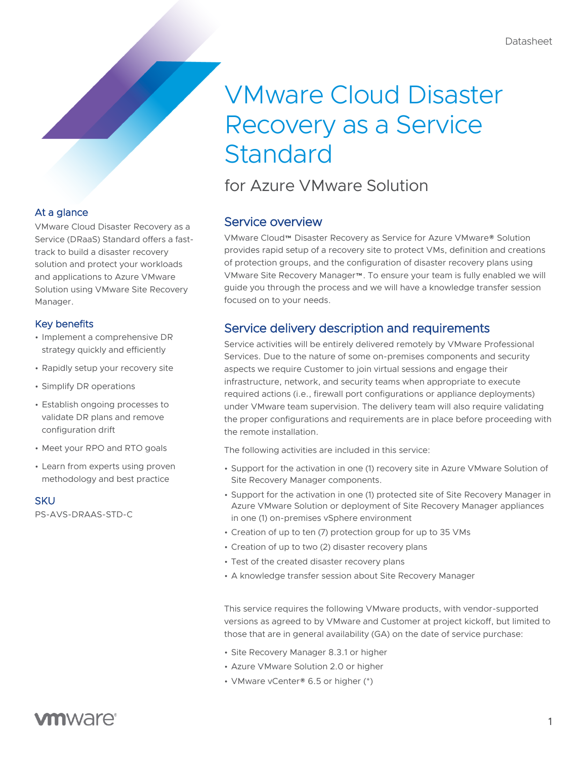Datasheet

# VMware Cloud Disaster Recovery as a Service Standard

## for Azure VMware Solution

### At a glance

VMware Cloud Disaster Recovery as a Service (DRaaS) Standard offers a fast-track to build a disaster recovery solution and protect your workloads and applications to Azure VMware Solution using VMware Site Recovery Manager.

### Key benefits

- Implement a comprehensive DR strategy quickly and efficiently
- Rapidly setup your recovery site
- Simplify DR operations
- Establish ongoing processes to validate DR plans and remove configuration drift
- Meet your RPO and RTO goals
- Learn from experts using proven methodology and best practice

### SKU

PS-AVS-DRAAS-STD-C

## Service overview

VMware Cloud™ Disaster Recovery as Service for Azure VMware® Solution provides rapid setup of a recovery site to protect VMs, definition and creations of protection groups, and the configuration of disaster recovery plans using VMware Site Recovery Manager™. To ensure your team is fully enabled we will guide you through the process and we will have a knowledge transfer session focused on to your needs.

## Service delivery description and requirements

Service activities will be entirely delivered remotely by VMware Professional Services. Due to the nature of some on-premises components and security aspects we require Customer to join virtual sessions and engage their infrastructure, network, and security teams when appropriate to execute required actions (i.e., firewall port configurations or appliance deployments) under VMware team supervision. The delivery team will also require validating the proper configurations and requirements are in place before proceeding with the remote installation.

The following activities are included in this service:

- Support for the activation in one (1) recovery site in Azure VMware Solution of Site Recovery Manager components.
- Support for the activation in one (1) protected site of Site Recovery Manager in Azure VMware Solution or deployment of Site Recovery Manager appliances in one (1) on-premises vSphere environment
- Creation of up to ten (7) protection group for up to 35 VMs
- Creation of up to two (2) disaster recovery plans
- Test of the created disaster recovery plans
- A knowledge transfer session about Site Recovery Manager

This service requires the following VMware products, with vendor-supported versions as agreed to by VMware and Customer at project kickoff, but limited to those that are in general availability (GA) on the date of service purchase:

- Site Recovery Manager 8.3.1 or higher
- Azure VMware Solution 2.0 or higher
- VMware vCenter® 6.5 or higher (*)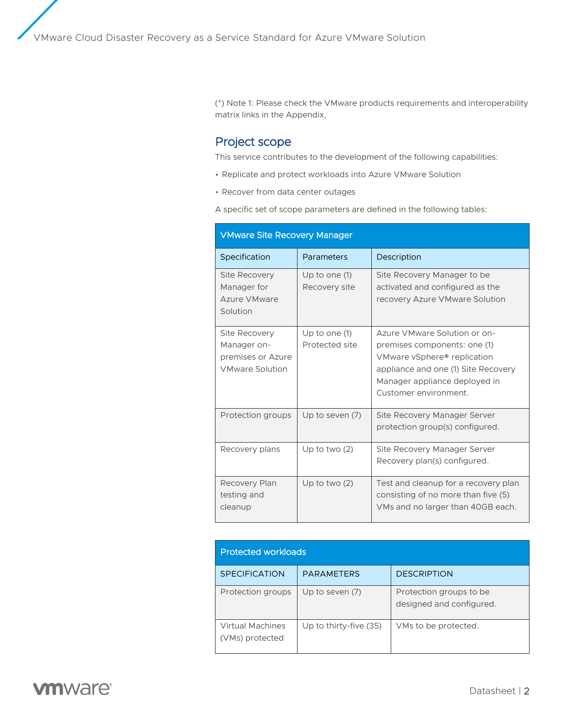(*) Note 1: Please check the VMware products requirements and interoperability matrix links in the Appendix.

## Project scope

This service contributes to the development of the following capabilities:

- Replicate and protect workloads into Azure VMware Solution
- Recover from data center outages

A specific set of scope parameters are defined in the following tables:

| VMware Site Recovery Manager | | |
|---|---|---|
| Specification | Parameters | Description |
| Site Recovery Manager for Azure VMware Solution | Up to one (1) Recovery site | Site Recovery Manager to be activated and configured as the recovery Azure VMware Solution |
| Site Recovery Manager on-premises or Azure VMware Solution | Up to one (1) Protected site | Azure VMware Solution or on-premises components: one (1) VMware vSphere® replication appliance and one (1) Site Recovery Manager appliance deployed in Customer environment. |
| Protection groups | Up to seven (7) | Site Recovery Manager Server protection group(s) configured. |
| Recovery plans | Up to two (2) | Site Recovery Manager Server Recovery plan(s) configured. |
| Recovery Plan testing and cleanup | Up to two (2) | Test and cleanup for a recovery plan consisting of no more than five (5) VMs and no larger than 40GB each. |

| Protected workloads | | |
|---|---|---|
| SPECIFICATION | PARAMETERS | DESCRIPTION |
| Protection groups | Up to seven (7) | Protection groups to be designed and configured. |
| Virtual Machines (VMs) protected | Up to thirty-five (35) | VMs to be protected. |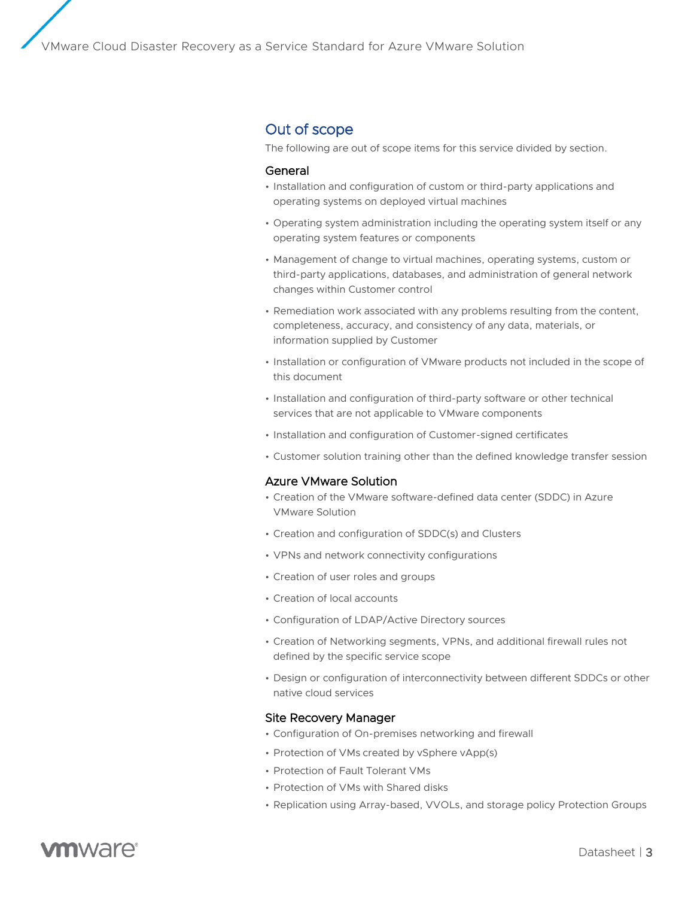## Out of scope

The following are out of scope items for this service divided by section.

### General

- Installation and configuration of custom or third-party applications and operating systems on deployed virtual machines
- Operating system administration including the operating system itself or any operating system features or components
- Management of change to virtual machines, operating systems, custom or third-party applications, databases, and administration of general network changes within Customer control
- Remediation work associated with any problems resulting from the content, completeness, accuracy, and consistency of any data, materials, or information supplied by Customer
- Installation or configuration of VMware products not included in the scope of this document
- Installation and configuration of third-party software or other technical services that are not applicable to VMware components
- Installation and configuration of Customer-signed certificates
- Customer solution training other than the defined knowledge transfer session

### Azure VMware Solution

- Creation of the VMware software-defined data center (SDDC) in Azure VMware Solution
- Creation and configuration of SDDC(s) and Clusters
- VPNs and network connectivity configurations
- Creation of user roles and groups
- Creation of local accounts
- Configuration of LDAP/Active Directory sources
- Creation of Networking segments, VPNs, and additional firewall rules not defined by the specific service scope
- Design or configuration of interconnectivity between different SDDCs or other native cloud services

### Site Recovery Manager

- Configuration of On-premises networking and firewall
- Protection of VMs created by vSphere vApp(s)
- Protection of Fault Tolerant VMs
- Protection of VMs with Shared disks
- Replication using Array-based, VVOLs, and storage policy Protection Groups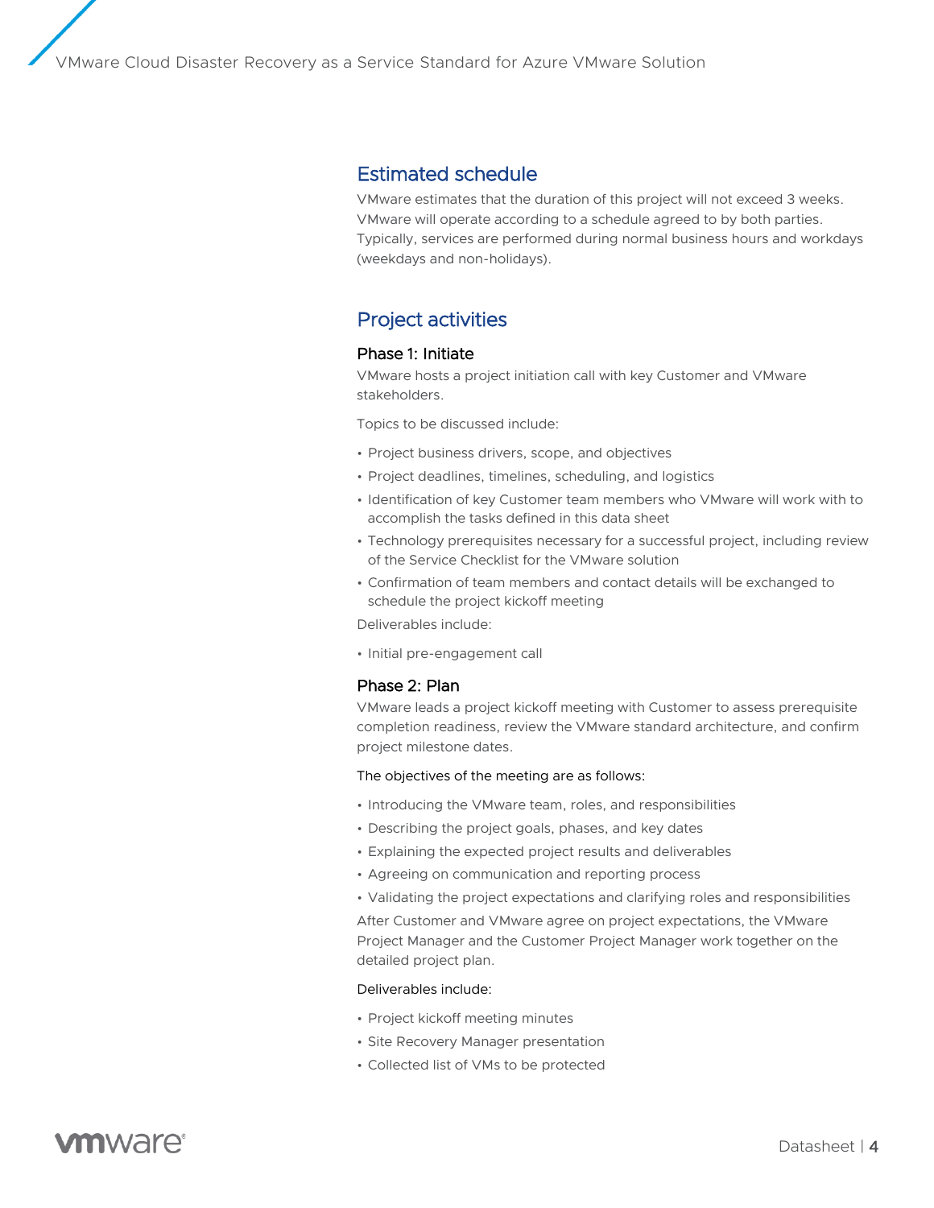## Estimated schedule

VMware estimates that the duration of this project will not exceed 3 weeks. VMware will operate according to a schedule agreed to by both parties. Typically, services are performed during normal business hours and workdays (weekdays and non-holidays).

## Project activities

### Phase 1: Initiate

VMware hosts a project initiation call with key Customer and VMware stakeholders.

Topics to be discussed include:

- Project business drivers, scope, and objectives
- Project deadlines, timelines, scheduling, and logistics
- Identification of key Customer team members who VMware will work with to accomplish the tasks defined in this data sheet
- Technology prerequisites necessary for a successful project, including review of the Service Checklist for the VMware solution
- Confirmation of team members and contact details will be exchanged to schedule the project kickoff meeting

Deliverables include:

- Initial pre-engagement call

### Phase 2: Plan

VMware leads a project kickoff meeting with Customer to assess prerequisite completion readiness, review the VMware standard architecture, and confirm project milestone dates.

The objectives of the meeting are as follows:

- Introducing the VMware team, roles, and responsibilities
- Describing the project goals, phases, and key dates
- Explaining the expected project results and deliverables
- Agreeing on communication and reporting process
- Validating the project expectations and clarifying roles and responsibilities

After Customer and VMware agree on project expectations, the VMware Project Manager and the Customer Project Manager work together on the detailed project plan.

Deliverables include:

- Project kickoff meeting minutes
- Site Recovery Manager presentation
- Collected list of VMs to be protected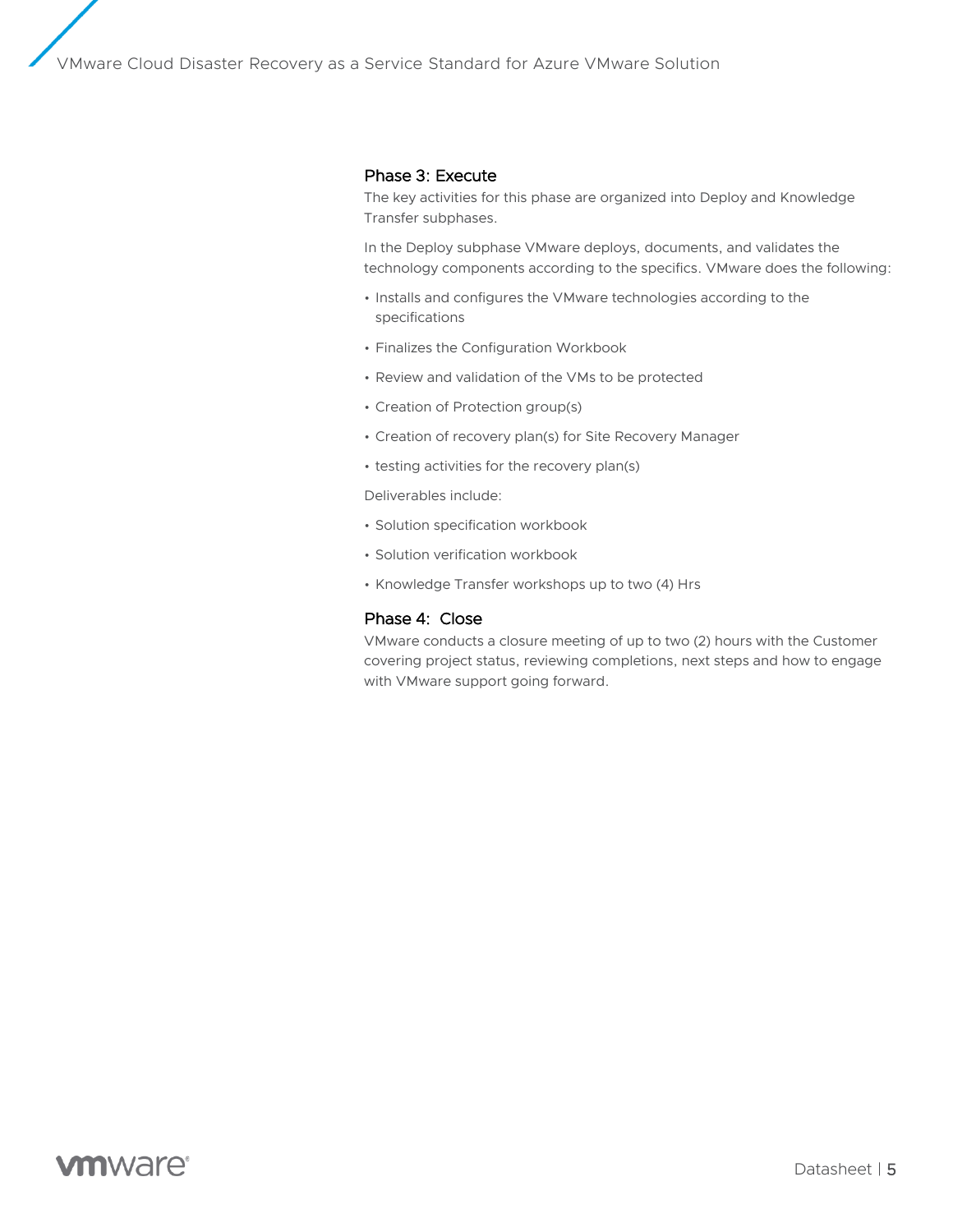### Phase 3: Execute

The key activities for this phase are organized into Deploy and Knowledge Transfer subphases.

In the Deploy subphase VMware deploys, documents, and validates the technology components according to the specifics. VMware does the following:

- Installs and configures the VMware technologies according to the specifications
- Finalizes the Configuration Workbook
- Review and validation of the VMs to be protected
- Creation of Protection group(s)
- Creation of recovery plan(s) for Site Recovery Manager
- testing activities for the recovery plan(s)

Deliverables include:

- Solution specification workbook
- Solution verification workbook
- Knowledge Transfer workshops up to two (4) Hrs

### Phase 4: Close

VMware conducts a closure meeting of up to two (2) hours with the Customer covering project status, reviewing completions, next steps and how to engage with VMware support going forward.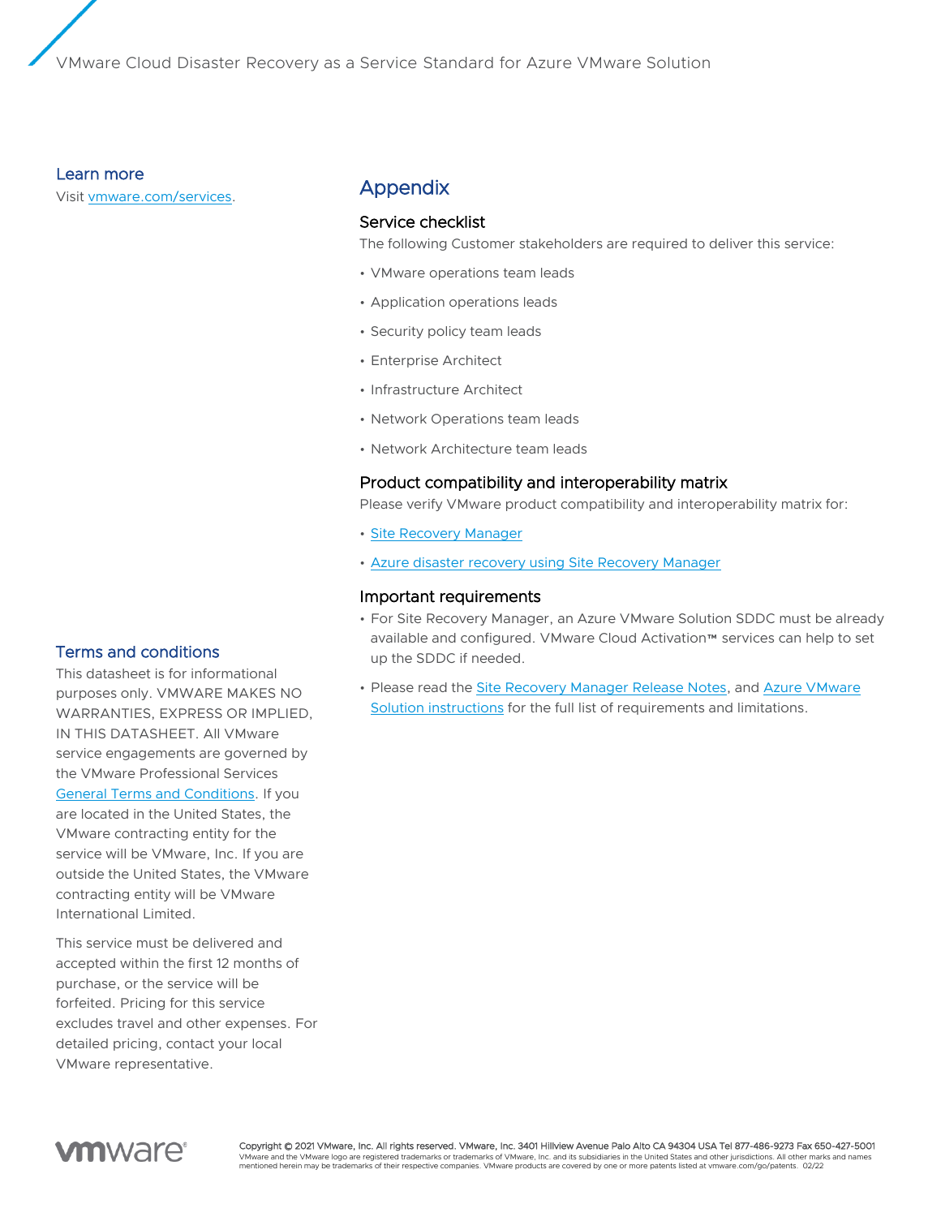## Learn more

Visit vmware.com/services.

## Terms and conditions

This datasheet is for informational purposes only. VMWARE MAKES NO WARRANTIES, EXPRESS OR IMPLIED, IN THIS DATASHEET. All VMware service engagements are governed by the VMware Professional Services General Terms and Conditions. If you are located in the United States, the VMware contracting entity for the service will be VMware, Inc. If you are outside the United States, the VMware contracting entity will be VMware International Limited.

This service must be delivered and accepted within the first 12 months of purchase, or the service will be forfeited. Pricing for this service excludes travel and other expenses. For detailed pricing, contact your local VMware representative.

# Appendix

### Service checklist

The following Customer stakeholders are required to deliver this service:

- VMware operations team leads
- Application operations leads
- Security policy team leads
- Enterprise Architect
- Infrastructure Architect
- Network Operations team leads
- Network Architecture team leads

### Product compatibility and interoperability matrix

Please verify VMware product compatibility and interoperability matrix for:

- Site Recovery Manager
- Azure disaster recovery using Site Recovery Manager

### Important requirements

- For Site Recovery Manager, an Azure VMware Solution SDDC must be already available and configured. VMware Cloud Activation™ services can help to set up the SDDC if needed.
- Please read the Site Recovery Manager Release Notes, and Azure VMware Solution instructions for the full list of requirements and limitations.

Copyright © 2021 VMware, Inc. All rights reserved. VMware, Inc. 3401 Hillview Avenue Palo Alto CA 94304 USA Tel 877-486-9273 Fax 650-427-5001
VMware and the VMware logo are registered trademarks or trademarks of VMware, Inc. and its subsidiaries in the United States and other jurisdictions. All other marks and names mentioned herein may be trademarks of their respective companies. VMware products are covered by one or more patents listed at vmware.com/go/patents. 02/22